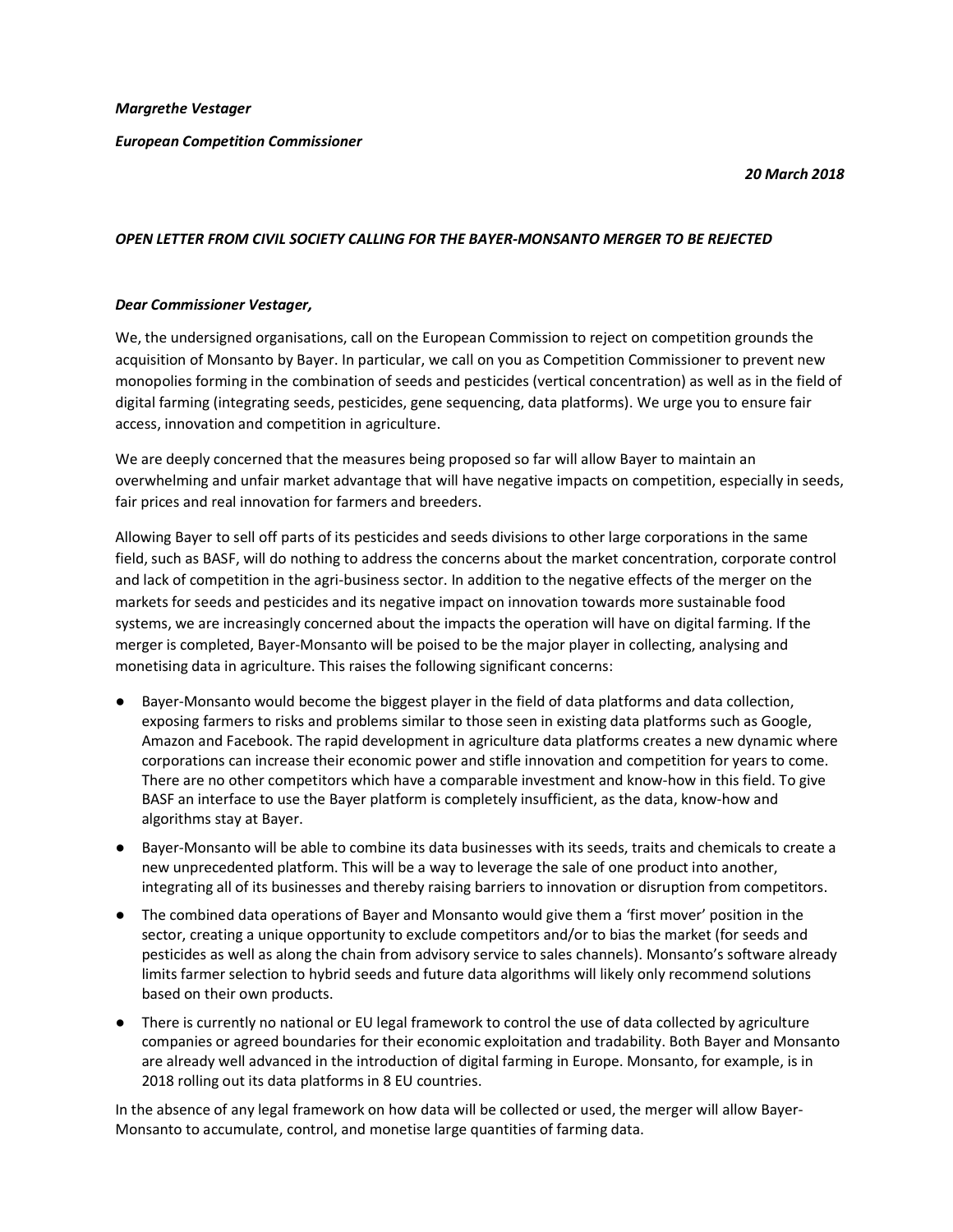***Margrethe Vestager***

***European Competition Commissioner***

***20 March 2018***

***OPEN LETTER FROM CIVIL SOCIETY CALLING FOR THE BAYER-MONSANTO MERGER TO BE REJECTED***

***Dear Commissioner Vestager,***

We, the undersigned organisations, call on the European Commission to reject on competition grounds the acquisition of Monsanto by Bayer. In particular, we call on you as Competition Commissioner to prevent new monopolies forming in the combination of seeds and pesticides (vertical concentration) as well as in the field of digital farming (integrating seeds, pesticides, gene sequencing, data platforms). We urge you to ensure fair access, innovation and competition in agriculture.

We are deeply concerned that the measures being proposed so far will allow Bayer to maintain an overwhelming and unfair market advantage that will have negative impacts on competition, especially in seeds, fair prices and real innovation for farmers and breeders.

Allowing Bayer to sell off parts of its pesticides and seeds divisions to other large corporations in the same field, such as BASF, will do nothing to address the concerns about the market concentration, corporate control and lack of competition in the agri-business sector. In addition to the negative effects of the merger on the markets for seeds and pesticides and its negative impact on innovation towards more sustainable food systems, we are increasingly concerned about the impacts the operation will have on digital farming. If the merger is completed, Bayer-Monsanto will be poised to be the major player in collecting, analysing and monetising data in agriculture. This raises the following significant concerns:

- Bayer-Monsanto would become the biggest player in the field of data platforms and data collection, exposing farmers to risks and problems similar to those seen in existing data platforms such as Google, Amazon and Facebook. The rapid development in agriculture data platforms creates a new dynamic where corporations can increase their economic power and stifle innovation and competition for years to come. There are no other competitors which have a comparable investment and know-how in this field. To give BASF an interface to use the Bayer platform is completely insufficient, as the data, know-how and algorithms stay at Bayer.
- Bayer-Monsanto will be able to combine its data businesses with its seeds, traits and chemicals to create a new unprecedented platform. This will be a way to leverage the sale of one product into another, integrating all of its businesses and thereby raising barriers to innovation or disruption from competitors.
- The combined data operations of Bayer and Monsanto would give them a 'first mover' position in the sector, creating a unique opportunity to exclude competitors and/or to bias the market (for seeds and pesticides as well as along the chain from advisory service to sales channels). Monsanto's software already limits farmer selection to hybrid seeds and future data algorithms will likely only recommend solutions based on their own products.
- There is currently no national or EU legal framework to control the use of data collected by agriculture companies or agreed boundaries for their economic exploitation and tradability. Both Bayer and Monsanto are already well advanced in the introduction of digital farming in Europe. Monsanto, for example, is in 2018 rolling out its data platforms in 8 EU countries.

In the absence of any legal framework on how data will be collected or used, the merger will allow Bayer-Monsanto to accumulate, control, and monetise large quantities of farming data.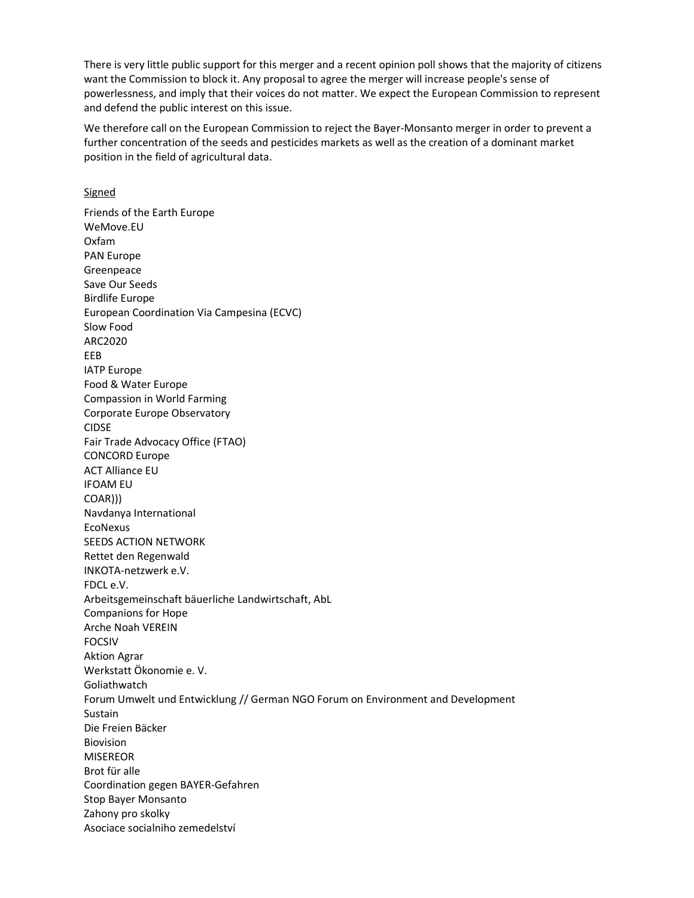There is very little public support for this merger and a recent opinion poll shows that the majority of citizens want the Commission to block it. Any proposal to agree the merger will increase people's sense of powerlessness, and imply that their voices do not matter. We expect the European Commission to represent and defend the public interest on this issue.

We therefore call on the European Commission to reject the Bayer-Monsanto merger in order to prevent a further concentration of the seeds and pesticides markets as well as the creation of a dominant market position in the field of agricultural data.

<u>Signed</u>

Friends of the Earth Europe  
WeMove.EU  
Oxfam  
PAN Europe  
Greenpeace  
Save Our Seeds  
Birdlife Europe  
European Coordination Via Campesina (ECVC)  
Slow Food  
ARC2020  
EEB  
IATP Europe  
Food & Water Europe  
Compassion in World Farming  
Corporate Europe Observatory  
CIDSE  
Fair Trade Advocacy Office (FTAO)  
CONCORD Europe  
ACT Alliance EU  
IFOAM EU  
COAR)))  
Navdanya International  
EcoNexus  
SEEDS ACTION NETWORK  
Rettet den Regenwald  
INKOTA-netzwerk e.V.  
FDCL e.V.  
Arbeitsgemeinschaft bäuerliche Landwirtschaft, AbL  
Companions for Hope  
Arche Noah VEREIN  
FOCSIV  
Aktion Agrar  
Werkstatt Ökonomie e. V.  
Goliathwatch  
Forum Umwelt und Entwicklung // German NGO Forum on Environment and Development  
Sustain  
Die Freien Bäcker  
Biovision  
MISEREOR  
Brot für alle  
Coordination gegen BAYER-Gefahren  
Stop Bayer Monsanto  
Zahony pro skolky  
Asociace socialniho zemedelství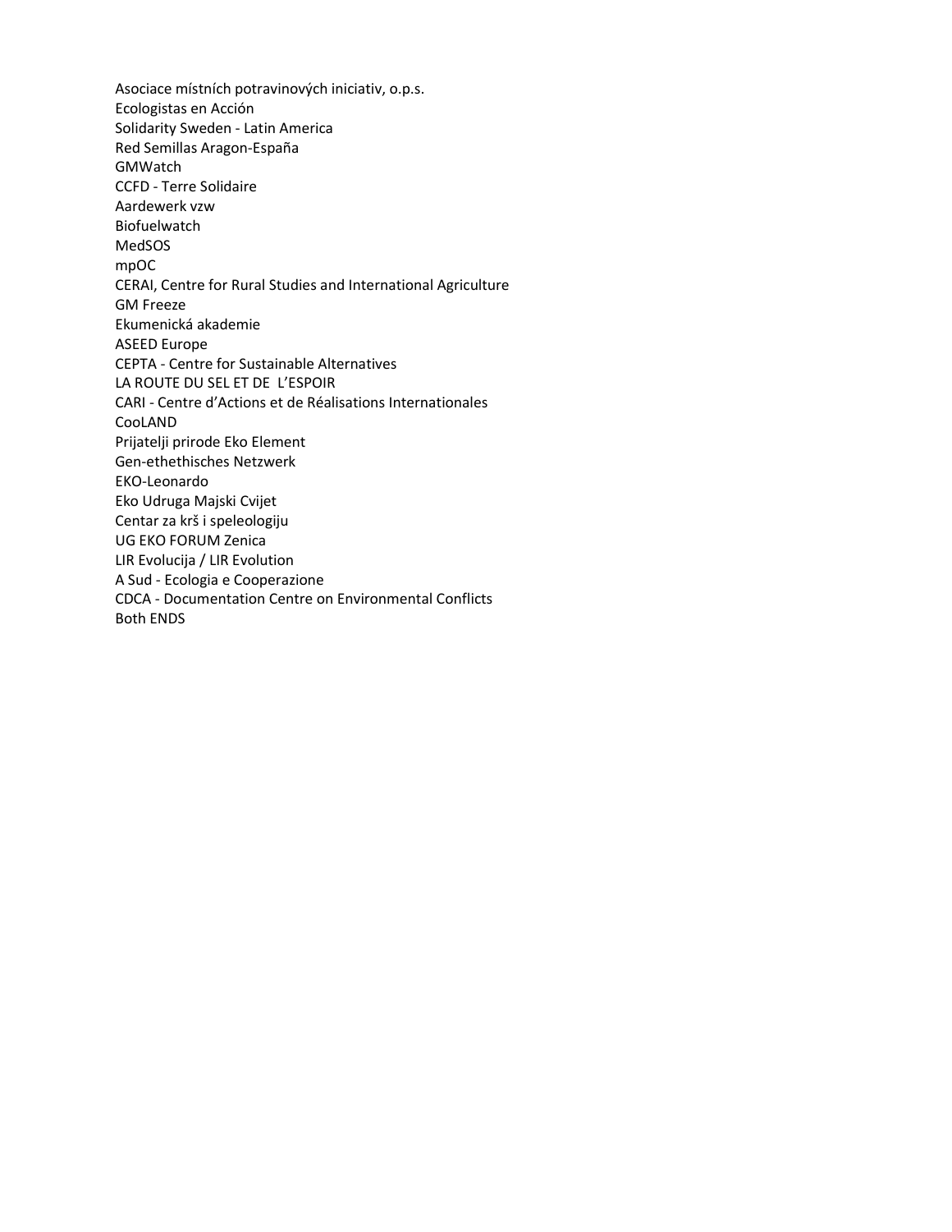Asociace místních potravinových iniciativ, o.p.s.
Ecologistas en Acción
Solidarity Sweden - Latin America
Red Semillas Aragon-España
GMWatch
CCFD - Terre Solidaire
Aardewerk vzw
Biofuelwatch
MedSOS
mpOC
CERAI, Centre for Rural Studies and International Agriculture
GM Freeze
Ekumenická akademie
ASEED Europe
CEPTA - Centre for Sustainable Alternatives
LA ROUTE DU SEL ET DE L'ESPOIR
CARI - Centre d'Actions et de Réalisations Internationales
CooLAND
Prijatelji prirode Eko Element
Gen-ethethisches Netzwerk
EKO-Leonardo
Eko Udruga Majski Cvijet
Centar za krš i speleologiju
UG EKO FORUM Zenica
LIR Evolucija / LIR Evolution
A Sud - Ecologia e Cooperazione
CDCA - Documentation Centre on Environmental Conflicts
Both ENDS